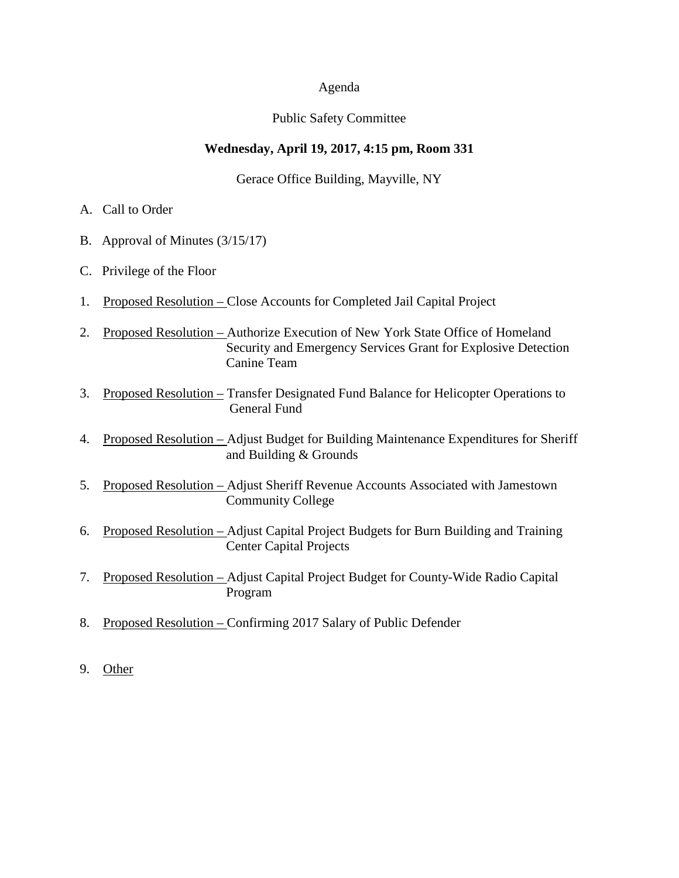# Agenda

## Public Safety Committee

**Wednesday, April 19, 2017, 4:15 pm, Room 331**

Gerace Office Building, Mayville, NY

A. Call to Order

B. Approval of Minutes (3/15/17)

C. Privilege of the Floor

1. Proposed Resolution – Close Accounts for Completed Jail Capital Project

2. Proposed Resolution – Authorize Execution of New York State Office of Homeland Security and Emergency Services Grant for Explosive Detection Canine Team

3. Proposed Resolution – Transfer Designated Fund Balance for Helicopter Operations to General Fund

4. Proposed Resolution – Adjust Budget for Building Maintenance Expenditures for Sheriff and Building & Grounds

5. Proposed Resolution – Adjust Sheriff Revenue Accounts Associated with Jamestown Community College

6. Proposed Resolution – Adjust Capital Project Budgets for Burn Building and Training Center Capital Projects

7. Proposed Resolution – Adjust Capital Project Budget for County-Wide Radio Capital Program

8. Proposed Resolution – Confirming 2017 Salary of Public Defender

9. Other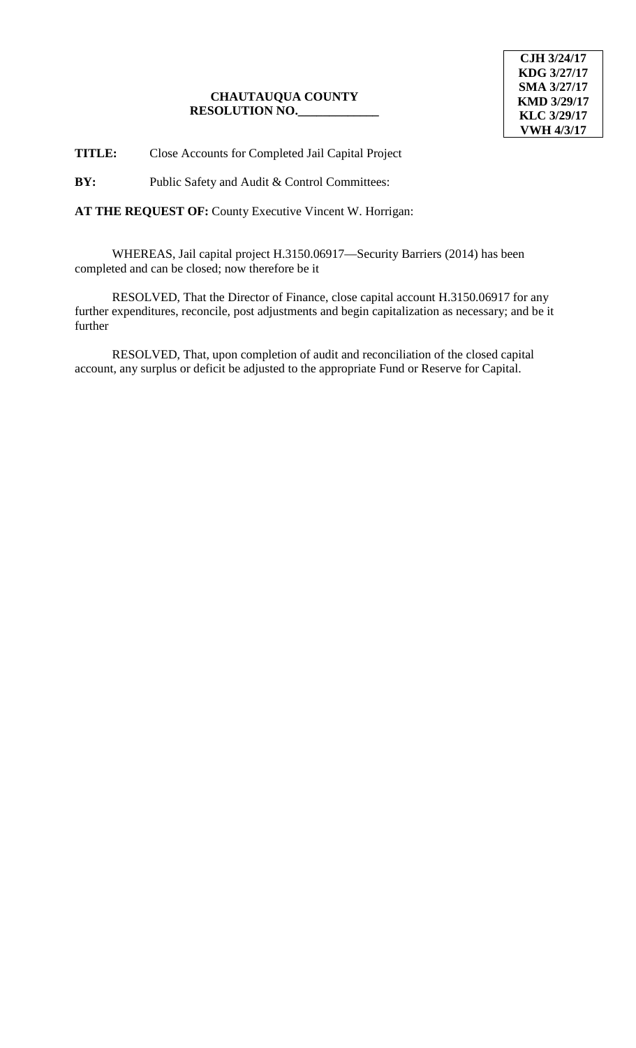**CJH 3/24/17**
**KDG 3/27/17**
**SMA 3/27/17**
**KMD 3/29/17**
**KLC 3/29/17**
**VWH 4/3/17**

**CHAUTAUQUA COUNTY**
**RESOLUTION NO.\_\_\_\_\_\_\_\_\_\_\_\_\_**

**TITLE:** Close Accounts for Completed Jail Capital Project

**BY:** Public Safety and Audit & Control Committees:

**AT THE REQUEST OF:** County Executive Vincent W. Horrigan:

WHEREAS, Jail capital project H.3150.06917—Security Barriers (2014) has been completed and can be closed; now therefore be it

RESOLVED, That the Director of Finance, close capital account H.3150.06917 for any further expenditures, reconcile, post adjustments and begin capitalization as necessary; and be it further

RESOLVED, That, upon completion of audit and reconciliation of the closed capital account, any surplus or deficit be adjusted to the appropriate Fund or Reserve for Capital.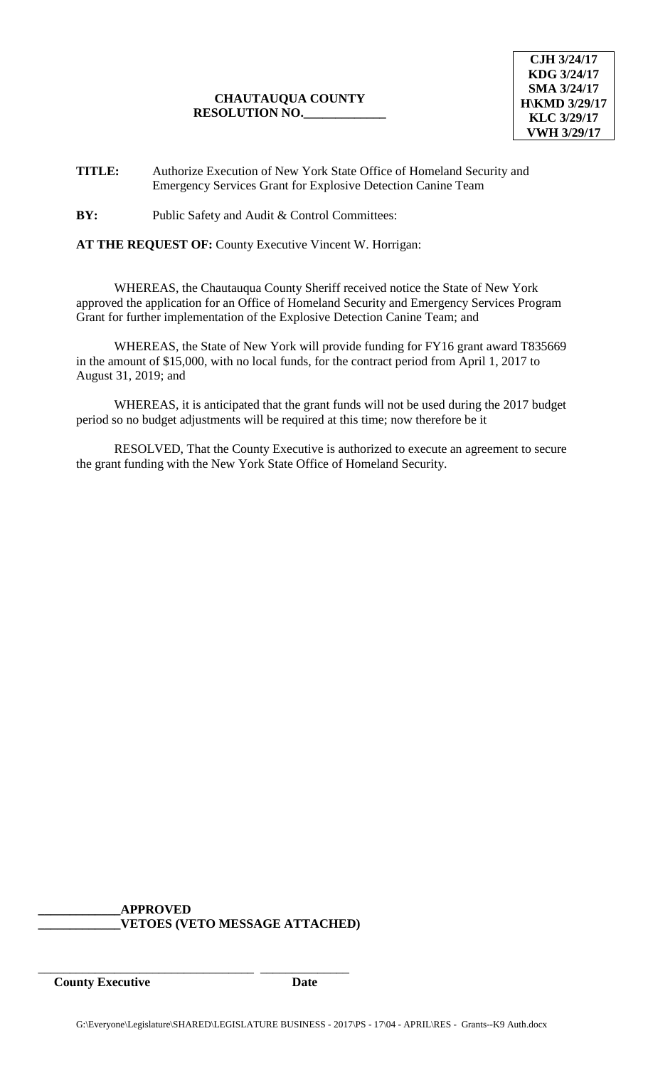**CJH 3/24/17**
**KDG 3/24/17**
**SMA 3/24/17**
**H\KMD 3/29/17**
**KLC 3/29/17**
**VWH 3/29/17**

**CHAUTAUQUA COUNTY**
**RESOLUTION NO.____________**

**TITLE:** Authorize Execution of New York State Office of Homeland Security and Emergency Services Grant for Explosive Detection Canine Team

**BY:** Public Safety and Audit & Control Committees:

**AT THE REQUEST OF:** County Executive Vincent W. Horrigan:

WHEREAS, the Chautauqua County Sheriff received notice the State of New York approved the application for an Office of Homeland Security and Emergency Services Program Grant for further implementation of the Explosive Detection Canine Team; and

WHEREAS, the State of New York will provide funding for FY16 grant award T835669 in the amount of $15,000, with no local funds, for the contract period from April 1, 2017 to August 31, 2019; and

WHEREAS, it is anticipated that the grant funds will not be used during the 2017 budget period so no budget adjustments will be required at this time; now therefore be it

RESOLVED, That the County Executive is authorized to execute an agreement to secure the grant funding with the New York State Office of Homeland Security.

**____________APPROVED**
**____________VETOES (VETO MESSAGE ATTACHED)**

_________________________________ _____________
**County Executive** **Date**

G:\Everyone\Legislature\SHARED\LEGISLATURE BUSINESS - 2017\PS - 17\04 - APRIL\RES - Grants--K9 Auth.docx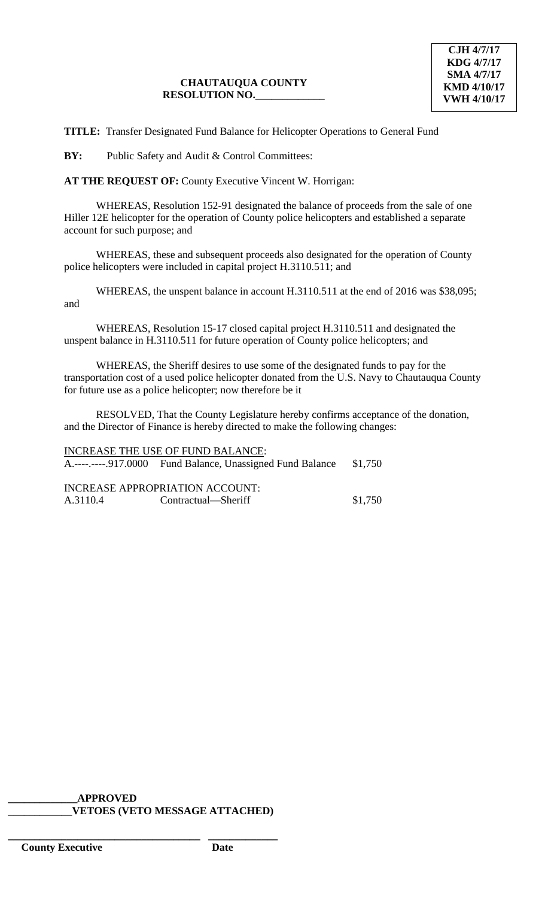CJH 4/7/17
KDG 4/7/17
SMA 4/7/17
KMD 4/10/17
VWH 4/10/17

**CHAUTAUQUA COUNTY**
**RESOLUTION NO.\_\_\_\_\_\_\_\_\_\_\_\_\_**

**TITLE:** Transfer Designated Fund Balance for Helicopter Operations to General Fund

**BY:** Public Safety and Audit & Control Committees:

**AT THE REQUEST OF:** County Executive Vincent W. Horrigan:

WHEREAS, Resolution 152-91 designated the balance of proceeds from the sale of one Hiller 12E helicopter for the operation of County police helicopters and established a separate account for such purpose; and

WHEREAS, these and subsequent proceeds also designated for the operation of County police helicopters were included in capital project H.3110.511; and

WHEREAS, the unspent balance in account H.3110.511 at the end of 2016 was $38,095; and

WHEREAS, Resolution 15-17 closed capital project H.3110.511 and designated the unspent balance in H.3110.511 for future operation of County police helicopters; and

WHEREAS, the Sheriff desires to use some of the designated funds to pay for the transportation cost of a used police helicopter donated from the U.S. Navy to Chautauqua County for future use as a police helicopter; now therefore be it

RESOLVED, That the County Legislature hereby confirms acceptance of the donation, and the Director of Finance is hereby directed to make the following changes:

INCREASE THE USE OF FUND BALANCE:

| | | |
|---|---|---|
| A.----.-----.917.0000 | Fund Balance, Unassigned Fund Balance | $1,750 |

INCREASE APPROPRIATION ACCOUNT:

| | | |
|---|---|---|
| A.3110.4 | Contractual—Sheriff | $1,750 |

\_\_\_\_\_\_\_\_\_\_\_\_\_**APPROVED**
\_\_\_\_\_\_\_\_\_\_\_\_**VETOES (VETO MESSAGE ATTACHED)**

\_\_\_\_\_\_\_\_\_\_\_\_\_\_\_\_\_\_\_\_\_\_\_\_\_\_\_\_\_\_\_\_\_\_\_\_ \_\_\_\_\_\_\_\_\_\_\_\_\_
**County Executive** **Date**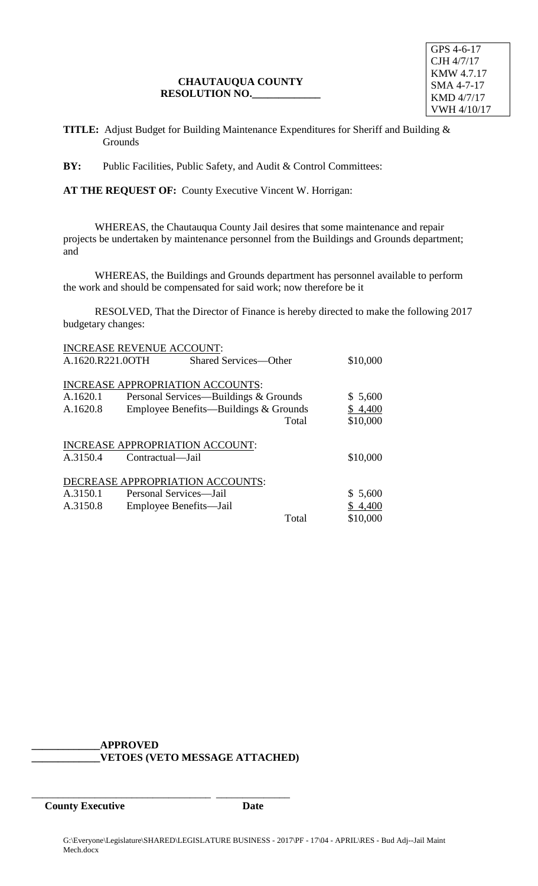GPS 4-6-17
CJH 4/7/17
KMW 4.7.17
SMA 4-7-17
KMD 4/7/17
VWH 4/10/17

**CHAUTAUQUA COUNTY**
**RESOLUTION NO.\_\_\_\_\_\_\_\_\_\_\_\_\_**

**TITLE:** Adjust Budget for Building Maintenance Expenditures for Sheriff and Building & Grounds

**BY:** Public Facilities, Public Safety, and Audit & Control Committees:

**AT THE REQUEST OF:** County Executive Vincent W. Horrigan:

WHEREAS, the Chautauqua County Jail desires that some maintenance and repair projects be undertaken by maintenance personnel from the Buildings and Grounds department; and

WHEREAS, the Buildings and Grounds department has personnel available to perform the work and should be compensated for said work; now therefore be it

RESOLVED, That the Director of Finance is hereby directed to make the following 2017 budgetary changes:

INCREASE REVENUE ACCOUNT:

| | | |
|---|---|---|
| A.1620.R221.0OTH | Shared Services—Other | $10,000 |

INCREASE APPROPRIATION ACCOUNTS:

| | | |
|---|---|---|
| A.1620.1 | Personal Services—Buildings & Grounds | $ 5,600 |
| A.1620.8 | Employee Benefits—Buildings & Grounds | $ 4,400 |
| | Total | $10,000 |

INCREASE APPROPRIATION ACCOUNT:

| | | |
|---|---|---|
| A.3150.4 | Contractual—Jail | $10,000 |

DECREASE APPROPRIATION ACCOUNTS:

| | | |
|---|---|---|
| A.3150.1 | Personal Services—Jail | $ 5,600 |
| A.3150.8 | Employee Benefits—Jail | $ 4,400 |
| | Total | $10,000 |

**\_\_\_\_\_\_\_\_\_\_\_\_\_APPROVED**
**\_\_\_\_\_\_\_\_\_\_\_\_\_VETOES (VETO MESSAGE ATTACHED)**

\_\_\_\_\_\_\_\_\_\_\_\_\_\_\_\_\_\_\_\_\_\_\_\_\_\_\_\_\_\_\_\_\_\_ \_\_\_\_\_\_\_\_\_\_\_\_\_\_
**County Executive** **Date**

G:\Everyone\Legislature\SHARED\LEGISLATURE BUSINESS - 2017\PF - 17\04 - APRIL\RES - Bud Adj--Jail Maint Mech.docx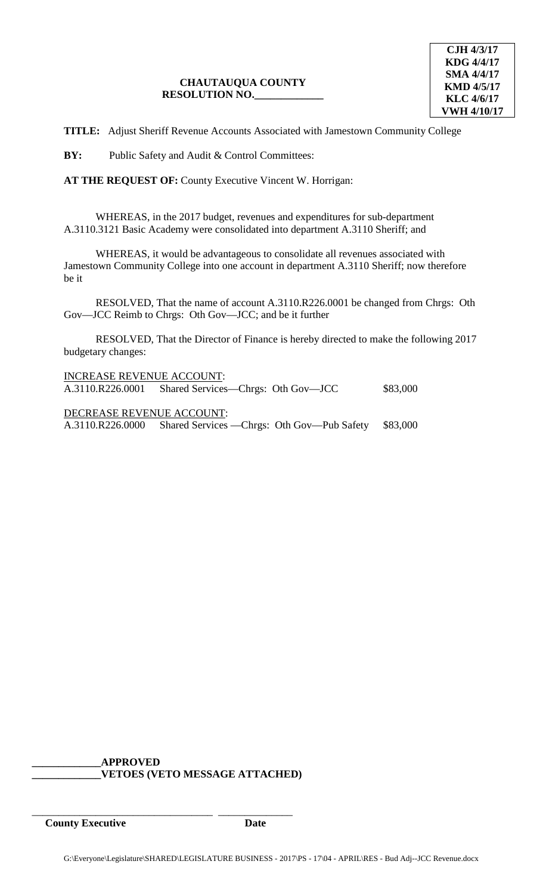CJH 4/3/17
KDG 4/4/17
SMA 4/4/17
KMD 4/5/17
KLC 4/6/17
VWH 4/10/17

**CHAUTAUQUA COUNTY**
**RESOLUTION NO.____________**

**TITLE:** Adjust Sheriff Revenue Accounts Associated with Jamestown Community College

**BY:** Public Safety and Audit & Control Committees:

**AT THE REQUEST OF:** County Executive Vincent W. Horrigan:

WHEREAS, in the 2017 budget, revenues and expenditures for sub-department A.3110.3121 Basic Academy were consolidated into department A.3110 Sheriff; and

WHEREAS, it would be advantageous to consolidate all revenues associated with Jamestown Community College into one account in department A.3110 Sheriff; now therefore be it

RESOLVED, That the name of account A.3110.R226.0001 be changed from Chrgs: Oth Gov—JCC Reimb to Chrgs: Oth Gov—JCC; and be it further

RESOLVED, That the Director of Finance is hereby directed to make the following 2017 budgetary changes:

INCREASE REVENUE ACCOUNT:

| | | |
|---|---|---|
| A.3110.R226.0001 | Shared Services—Chrgs: Oth Gov—JCC | $83,000 |

DECREASE REVENUE ACCOUNT:

| | | |
|---|---|---|
| A.3110.R226.0000 | Shared Services —Chrgs: Oth Gov—Pub Safety | $83,000 |

**____________APPROVED**
**____________VETOES (VETO MESSAGE ATTACHED)**

________________________________ ______________
**County Executive** **Date**

G:\Everyone\Legislature\SHARED\LEGISLATURE BUSINESS - 2017\PS - 17\04 - APRIL\RES - Bud Adj--JCC Revenue.docx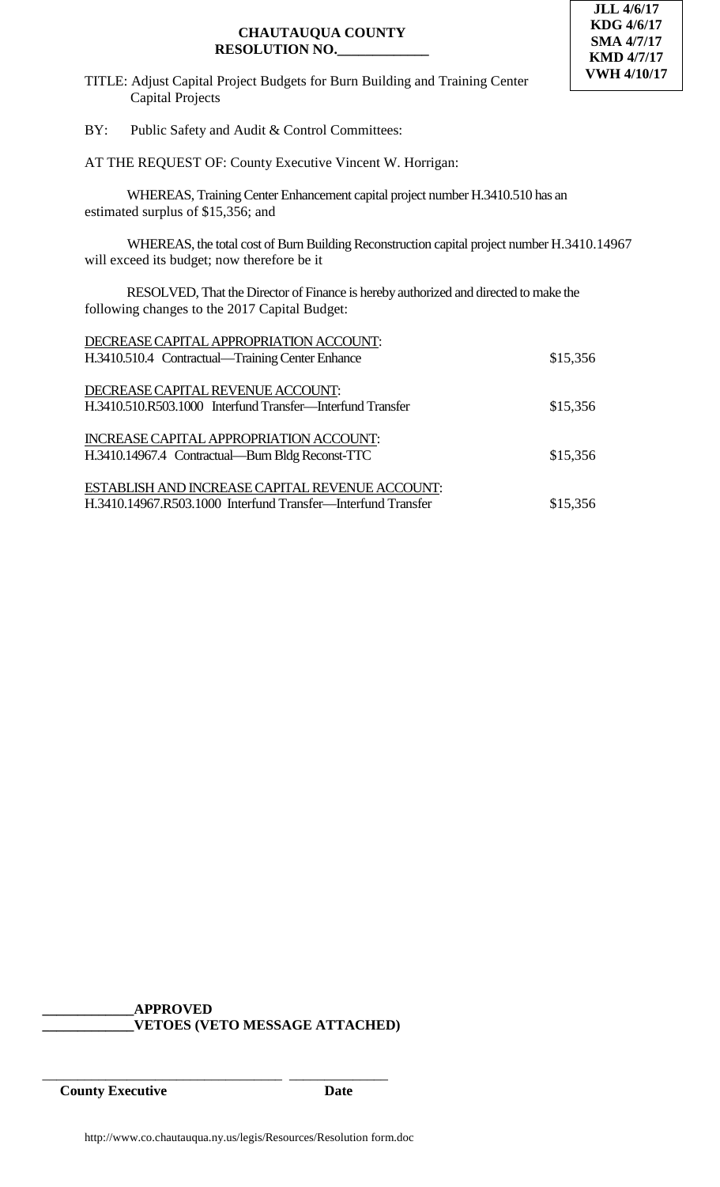JLL 4/6/17
KDG 4/6/17
SMA 4/7/17
KMD 4/7/17
VWH 4/10/17

**CHAUTAUQUA COUNTY**
**RESOLUTION NO.\_\_\_\_\_\_\_\_\_\_\_\_\_**

TITLE: Adjust Capital Project Budgets for Burn Building and Training Center Capital Projects

BY: Public Safety and Audit & Control Committees:

AT THE REQUEST OF: County Executive Vincent W. Horrigan:

WHEREAS, Training Center Enhancement capital project number H.3410.510 has an estimated surplus of $15,356; and

WHEREAS, the total cost of Burn Building Reconstruction capital project number H.3410.14967 will exceed its budget; now therefore be it

RESOLVED, That the Director of Finance is hereby authorized and directed to make the following changes to the 2017 Capital Budget:

DECREASE CAPITAL APPROPRIATION ACCOUNT:
H.3410.510.4 Contractual—Training Center Enhance $15,356

DECREASE CAPITAL REVENUE ACCOUNT:
H.3410.510.R503.1000 Interfund Transfer—Interfund Transfer $15,356

INCREASE CAPITAL APPROPRIATION ACCOUNT:
H.3410.14967.4 Contractual—Burn Bldg Reconst-TTC $15,356

ESTABLISH AND INCREASE CAPITAL REVENUE ACCOUNT:
H.3410.14967.R503.1000 Interfund Transfer—Interfund Transfer $15,356

\_\_\_\_\_\_\_\_\_\_\_\_\_**APPROVED**
\_\_\_\_\_\_\_\_\_\_\_\_\_**VETOES (VETO MESSAGE ATTACHED)**

\_\_\_\_\_\_\_\_\_\_\_\_\_\_\_\_\_\_\_\_\_\_\_\_\_\_\_\_\_\_\_\_\_\_ \_\_\_\_\_\_\_\_\_\_\_\_\_\_
**County Executive** **Date**

http://www.co.chautauqua.ny.us/legis/Resources/Resolution form.doc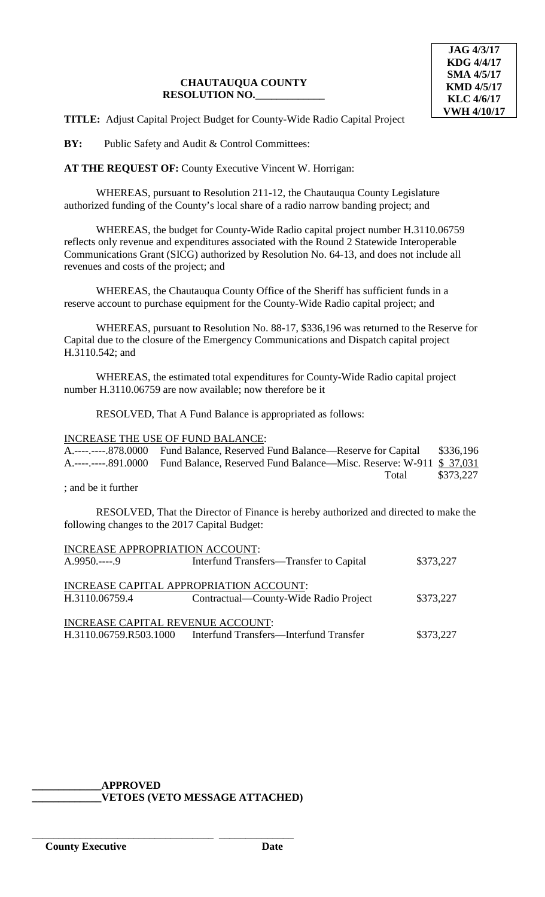**JAG 4/3/17**
**KDG 4/4/17**
**SMA 4/5/17**
**KMD 4/5/17**
**KLC 4/6/17**
**VWH 4/10/17**

**CHAUTAUQUA COUNTY**
**RESOLUTION NO.\_\_\_\_\_\_\_\_\_\_\_\_\_**

**TITLE:** Adjust Capital Project Budget for County-Wide Radio Capital Project

**BY:** Public Safety and Audit & Control Committees:

**AT THE REQUEST OF:** County Executive Vincent W. Horrigan:

WHEREAS, pursuant to Resolution 211-12, the Chautauqua County Legislature authorized funding of the County's local share of a radio narrow banding project; and

WHEREAS, the budget for County-Wide Radio capital project number H.3110.06759 reflects only revenue and expenditures associated with the Round 2 Statewide Interoperable Communications Grant (SICG) authorized by Resolution No. 64-13, and does not include all revenues and costs of the project; and

WHEREAS, the Chautauqua County Office of the Sheriff has sufficient funds in a reserve account to purchase equipment for the County-Wide Radio capital project; and

WHEREAS, pursuant to Resolution No. 88-17, $336,196 was returned to the Reserve for Capital due to the closure of the Emergency Communications and Dispatch capital project H.3110.542; and

WHEREAS, the estimated total expenditures for County-Wide Radio capital project number H.3110.06759 are now available; now therefore be it

RESOLVED, That A Fund Balance is appropriated as follows:

INCREASE THE USE OF FUND BALANCE:

| | | |
|---|---|---|
| A.----.-----.878.0000 | Fund Balance, Reserved Fund Balance—Reserve for Capital | $336,196 |
| A.----.-----.891.0000 | Fund Balance, Reserved Fund Balance—Misc. Reserve: W-911 | $ 37,031 |
| | Total | $373,227 |

; and be it further

RESOLVED, That the Director of Finance is hereby authorized and directed to make the following changes to the 2017 Capital Budget:

INCREASE APPROPRIATION ACCOUNT:

| | | |
|---|---|---|
| A.9950.----.9 | Interfund Transfers—Transfer to Capital | $373,227 |

INCREASE CAPITAL APPROPRIATION ACCOUNT:

| | | |
|---|---|---|
| H.3110.06759.4 | Contractual—County-Wide Radio Project | $373,227 |

INCREASE CAPITAL REVENUE ACCOUNT:

| | | |
|---|---|---|
| H.3110.06759.R503.1000 | Interfund Transfers—Interfund Transfer | $373,227 |

**\_\_\_\_\_\_\_\_\_\_\_\_\_APPROVED**
**\_\_\_\_\_\_\_\_\_\_\_\_\_VETOES (VETO MESSAGE ATTACHED)**

\_\_\_\_\_\_\_\_\_\_\_\_\_\_\_\_\_\_\_\_\_\_\_\_\_\_\_\_\_\_\_\_\_\_ \_\_\_\_\_\_\_\_\_\_\_\_\_\_\_

**County Executive** **Date**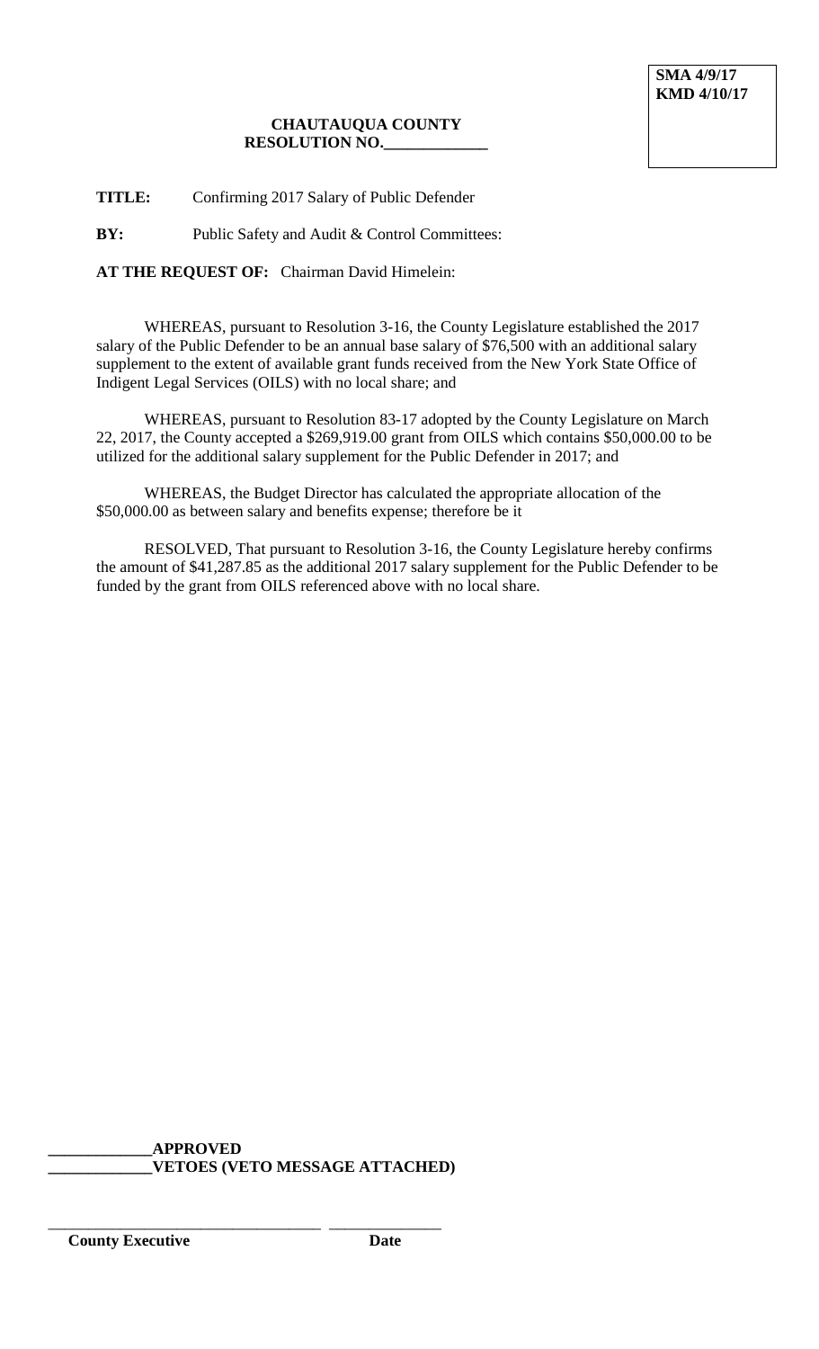**SMA 4/9/17**
**KMD 4/10/17**

**CHAUTAUQUA COUNTY**
**RESOLUTION NO.\_\_\_\_\_\_\_\_\_\_\_\_\_**

**TITLE:** Confirming 2017 Salary of Public Defender

**BY:** Public Safety and Audit & Control Committees:

**AT THE REQUEST OF:** Chairman David Himelein:

WHEREAS, pursuant to Resolution 3-16, the County Legislature established the 2017 salary of the Public Defender to be an annual base salary of $76,500 with an additional salary supplement to the extent of available grant funds received from the New York State Office of Indigent Legal Services (OILS) with no local share; and

WHEREAS, pursuant to Resolution 83-17 adopted by the County Legislature on March 22, 2017, the County accepted a $269,919.00 grant from OILS which contains $50,000.00 to be utilized for the additional salary supplement for the Public Defender in 2017; and

WHEREAS, the Budget Director has calculated the appropriate allocation of the $50,000.00 as between salary and benefits expense; therefore be it

RESOLVED, That pursuant to Resolution 3-16, the County Legislature hereby confirms the amount of $41,287.85 as the additional 2017 salary supplement for the Public Defender to be funded by the grant from OILS referenced above with no local share.

**\_\_\_\_\_\_\_\_\_\_\_\_\_APPROVED**
**\_\_\_\_\_\_\_\_\_\_\_\_\_VETOES (VETO MESSAGE ATTACHED)**

\_\_\_\_\_\_\_\_\_\_\_\_\_\_\_\_\_\_\_\_\_\_\_\_\_\_\_\_\_\_\_\_\_\_ \_\_\_\_\_\_\_\_\_\_\_\_\_\_

**County Executive** **Date**